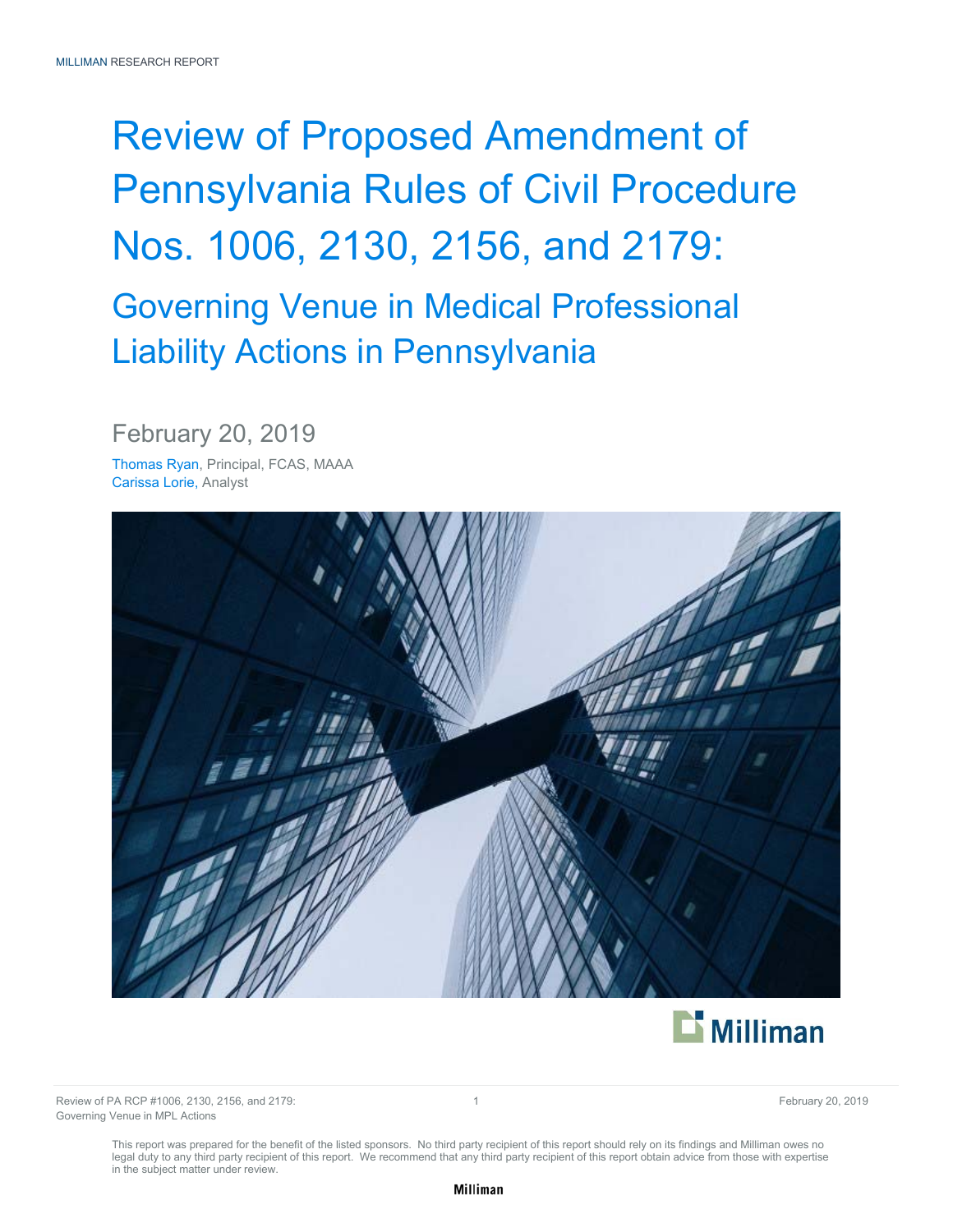MILLIMAN RESEARCH REPORT

# Review of Proposed Amendment of Pennsylvania Rules of Civil Procedure Nos. 1006, 2130, 2156, and 2179:

## Governing Venue in Medical Professional Liability Actions in Pennsylvania

February 20, 2019

Thomas Ryan, Principal, FCAS, MAAA
Carissa Lorie, Analyst

This report was prepared for the benefit of the listed sponsors. No third party recipient of this report should rely on its findings and Milliman owes no legal duty to any third party recipient of this report. We recommend that any third party recipient of this report obtain advice from those with expertise in the subject matter under review.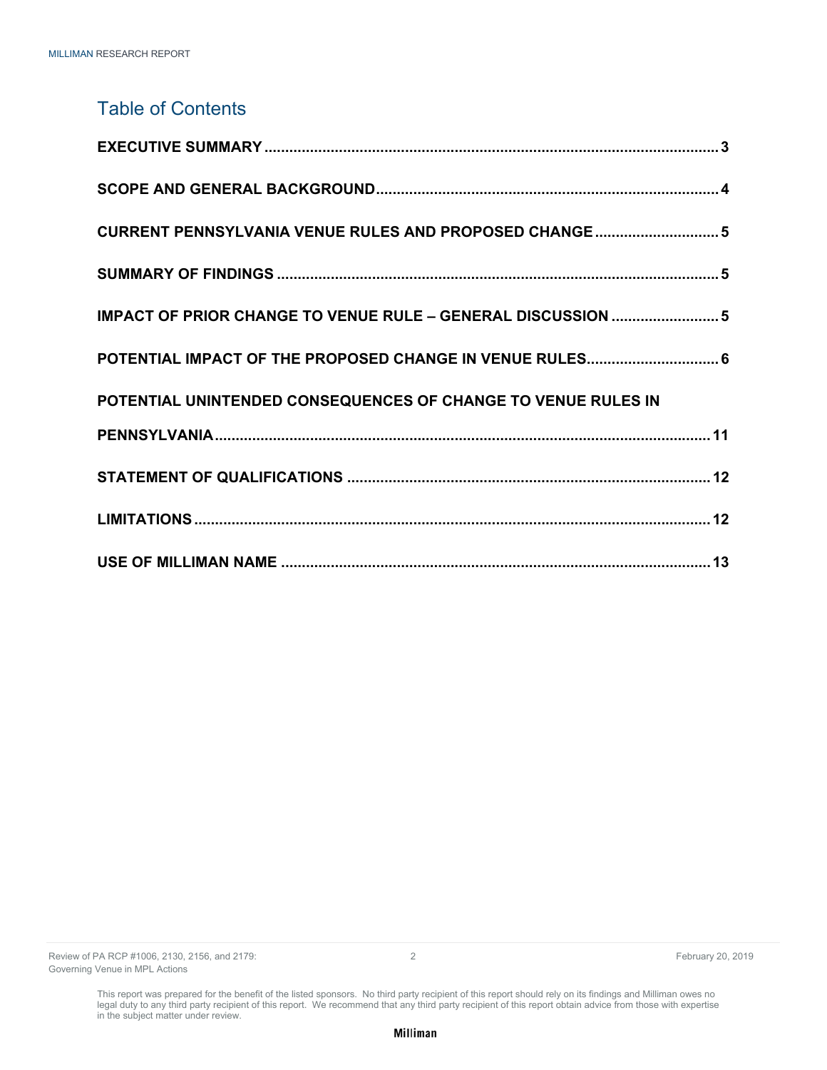# Table of Contents

| | |
|---|---|
| **EXECUTIVE SUMMARY** | **3** |
| **SCOPE AND GENERAL BACKGROUND** | **4** |
| **CURRENT PENNSYLVANIA VENUE RULES AND PROPOSED CHANGE** | **5** |
| **SUMMARY OF FINDINGS** | **5** |
| **IMPACT OF PRIOR CHANGE TO VENUE RULE – GENERAL DISCUSSION** | **5** |
| **POTENTIAL IMPACT OF THE PROPOSED CHANGE IN VENUE RULES** | **6** |
| **POTENTIAL UNINTENDED CONSEQUENCES OF CHANGE TO VENUE RULES IN PENNSYLVANIA** | **11** |
| **STATEMENT OF QUALIFICATIONS** | **12** |
| **LIMITATIONS** | **12** |
| **USE OF MILLIMAN NAME** | **13** |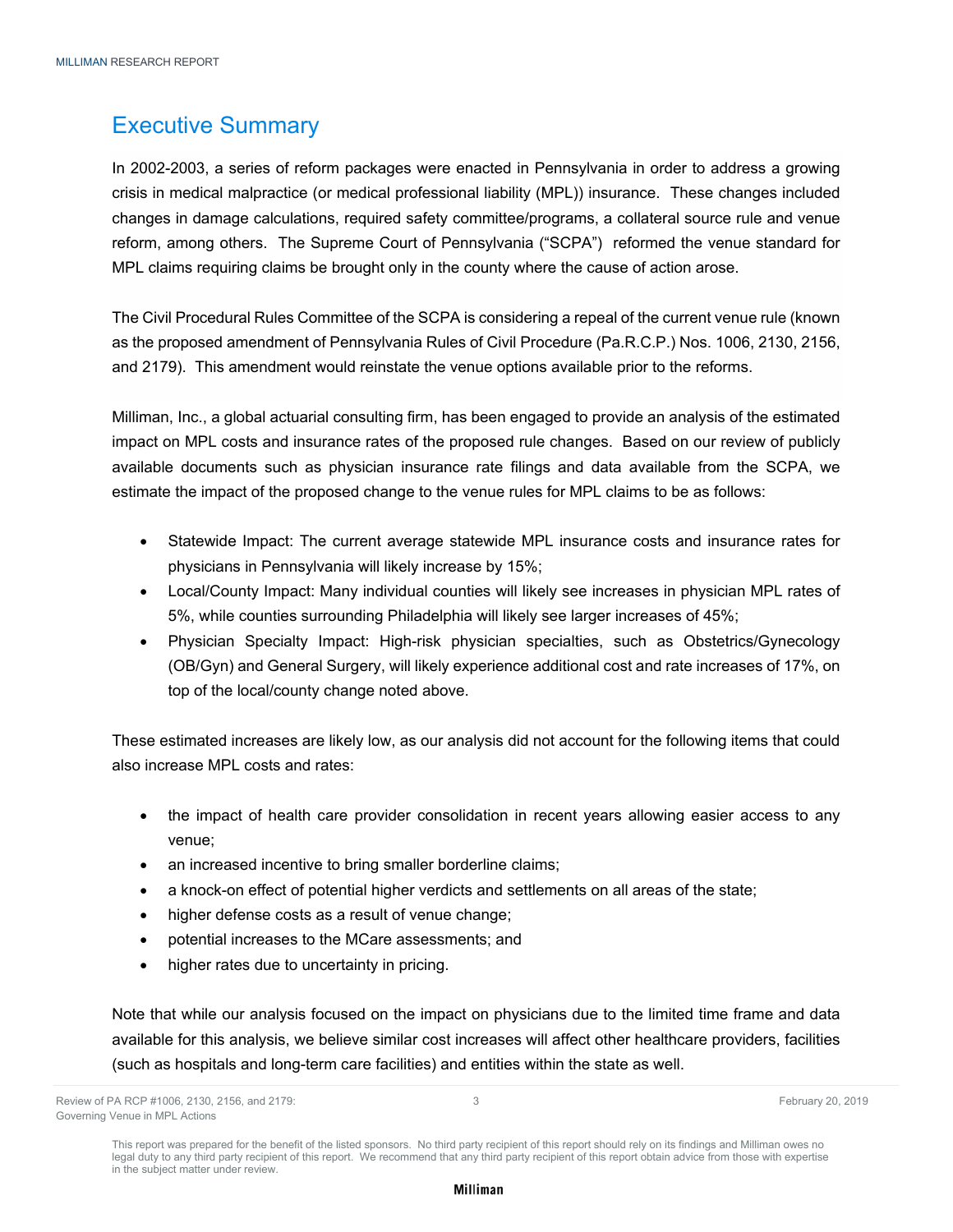# Executive Summary

In 2002-2003, a series of reform packages were enacted in Pennsylvania in order to address a growing crisis in medical malpractice (or medical professional liability (MPL)) insurance. These changes included changes in damage calculations, required safety committee/programs, a collateral source rule and venue reform, among others. The Supreme Court of Pennsylvania ("SCPA") reformed the venue standard for MPL claims requiring claims be brought only in the county where the cause of action arose.

The Civil Procedural Rules Committee of the SCPA is considering a repeal of the current venue rule (known as the proposed amendment of Pennsylvania Rules of Civil Procedure (Pa.R.C.P.) Nos. 1006, 2130, 2156, and 2179). This amendment would reinstate the venue options available prior to the reforms.

Milliman, Inc., a global actuarial consulting firm, has been engaged to provide an analysis of the estimated impact on MPL costs and insurance rates of the proposed rule changes. Based on our review of publicly available documents such as physician insurance rate filings and data available from the SCPA, we estimate the impact of the proposed change to the venue rules for MPL claims to be as follows:

- Statewide Impact: The current average statewide MPL insurance costs and insurance rates for physicians in Pennsylvania will likely increase by 15%;
- Local/County Impact: Many individual counties will likely see increases in physician MPL rates of 5%, while counties surrounding Philadelphia will likely see larger increases of 45%;
- Physician Specialty Impact: High-risk physician specialties, such as Obstetrics/Gynecology (OB/Gyn) and General Surgery, will likely experience additional cost and rate increases of 17%, on top of the local/county change noted above.

These estimated increases are likely low, as our analysis did not account for the following items that could also increase MPL costs and rates:

- the impact of health care provider consolidation in recent years allowing easier access to any venue;
- an increased incentive to bring smaller borderline claims;
- a knock-on effect of potential higher verdicts and settlements on all areas of the state;
- higher defense costs as a result of venue change;
- potential increases to the MCare assessments; and
- higher rates due to uncertainty in pricing.

Note that while our analysis focused on the impact on physicians due to the limited time frame and data available for this analysis, we believe similar cost increases will affect other healthcare providers, facilities (such as hospitals and long-term care facilities) and entities within the state as well.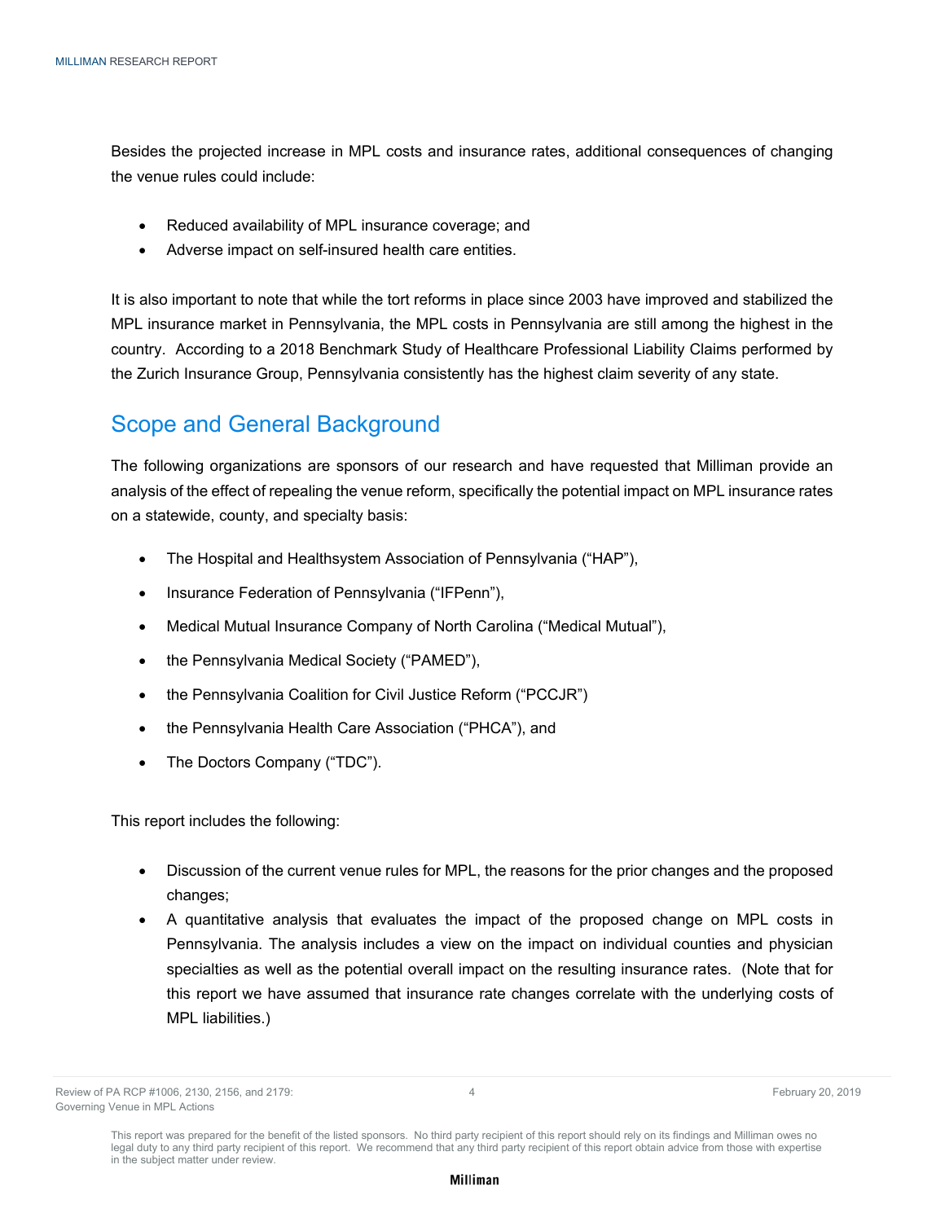Besides the projected increase in MPL costs and insurance rates, additional consequences of changing the venue rules could include:

- Reduced availability of MPL insurance coverage; and
- Adverse impact on self-insured health care entities.

It is also important to note that while the tort reforms in place since 2003 have improved and stabilized the MPL insurance market in Pennsylvania, the MPL costs in Pennsylvania are still among the highest in the country. According to a 2018 Benchmark Study of Healthcare Professional Liability Claims performed by the Zurich Insurance Group, Pennsylvania consistently has the highest claim severity of any state.

## Scope and General Background

The following organizations are sponsors of our research and have requested that Milliman provide an analysis of the effect of repealing the venue reform, specifically the potential impact on MPL insurance rates on a statewide, county, and specialty basis:

- The Hospital and Healthsystem Association of Pennsylvania ("HAP"),
- Insurance Federation of Pennsylvania ("IFPenn"),
- Medical Mutual Insurance Company of North Carolina ("Medical Mutual"),
- the Pennsylvania Medical Society ("PAMED"),
- the Pennsylvania Coalition for Civil Justice Reform ("PCCJR")
- the Pennsylvania Health Care Association ("PHCA"), and
- The Doctors Company ("TDC").

This report includes the following:

- Discussion of the current venue rules for MPL, the reasons for the prior changes and the proposed changes;
- A quantitative analysis that evaluates the impact of the proposed change on MPL costs in Pennsylvania. The analysis includes a view on the impact on individual counties and physician specialties as well as the potential overall impact on the resulting insurance rates. (Note that for this report we have assumed that insurance rate changes correlate with the underlying costs of MPL liabilities.)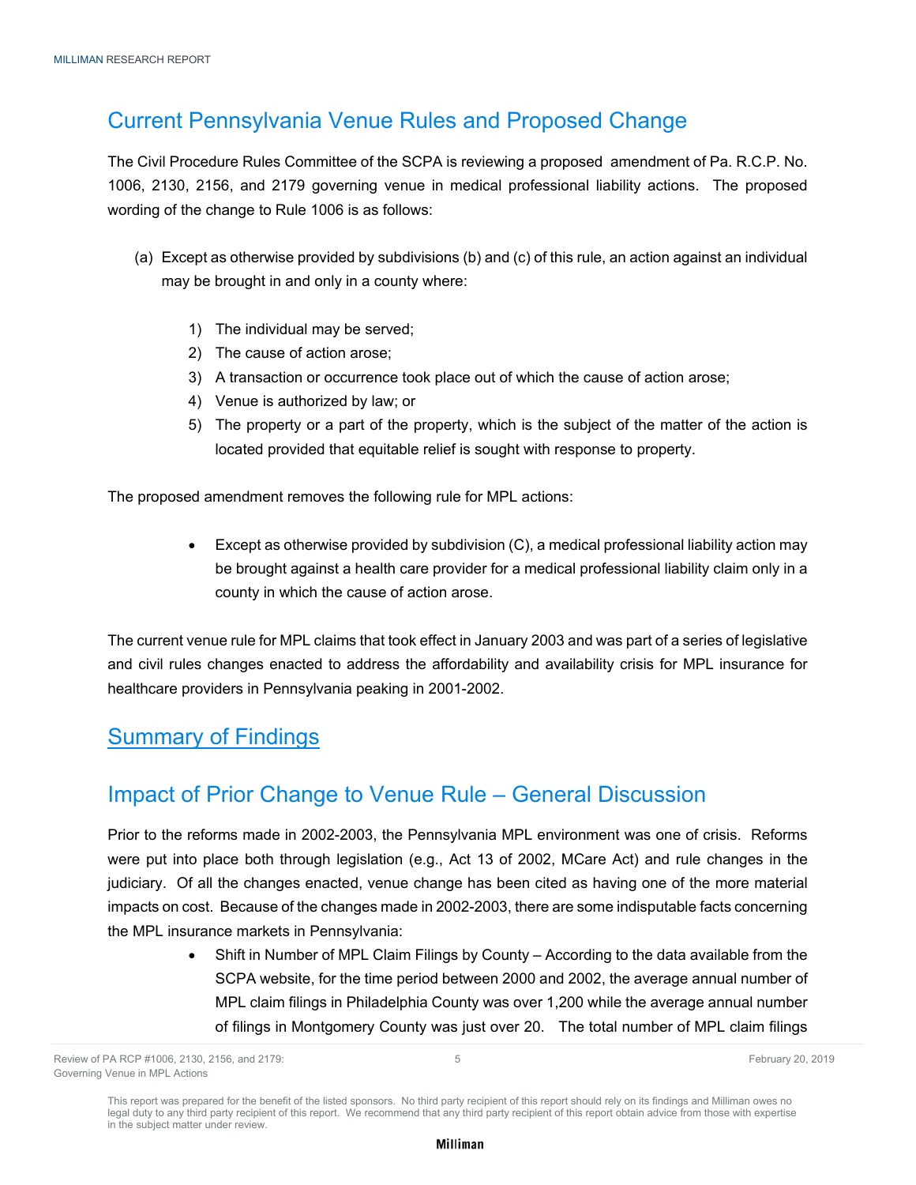## Current Pennsylvania Venue Rules and Proposed Change

The Civil Procedure Rules Committee of the SCPA is reviewing a proposed amendment of Pa. R.C.P. No. 1006, 2130, 2156, and 2179 governing venue in medical professional liability actions. The proposed wording of the change to Rule 1006 is as follows:

(a) Except as otherwise provided by subdivisions (b) and (c) of this rule, an action against an individual may be brought in and only in a county where:

1) The individual may be served;
2) The cause of action arose;
3) A transaction or occurrence took place out of which the cause of action arose;
4) Venue is authorized by law; or
5) The property or a part of the property, which is the subject of the matter of the action is located provided that equitable relief is sought with response to property.

The proposed amendment removes the following rule for MPL actions:

- Except as otherwise provided by subdivision (C), a medical professional liability action may be brought against a health care provider for a medical professional liability claim only in a county in which the cause of action arose.

The current venue rule for MPL claims that took effect in January 2003 and was part of a series of legislative and civil rules changes enacted to address the affordability and availability crisis for MPL insurance for healthcare providers in Pennsylvania peaking in 2001-2002.

## Summary of Findings

## Impact of Prior Change to Venue Rule – General Discussion

Prior to the reforms made in 2002-2003, the Pennsylvania MPL environment was one of crisis. Reforms were put into place both through legislation (e.g., Act 13 of 2002, MCare Act) and rule changes in the judiciary. Of all the changes enacted, venue change has been cited as having one of the more material impacts on cost. Because of the changes made in 2002-2003, there are some indisputable facts concerning the MPL insurance markets in Pennsylvania:

- Shift in Number of MPL Claim Filings by County – According to the data available from the SCPA website, for the time period between 2000 and 2002, the average annual number of MPL claim filings in Philadelphia County was over 1,200 while the average annual number of filings in Montgomery County was just over 20. The total number of MPL claim filings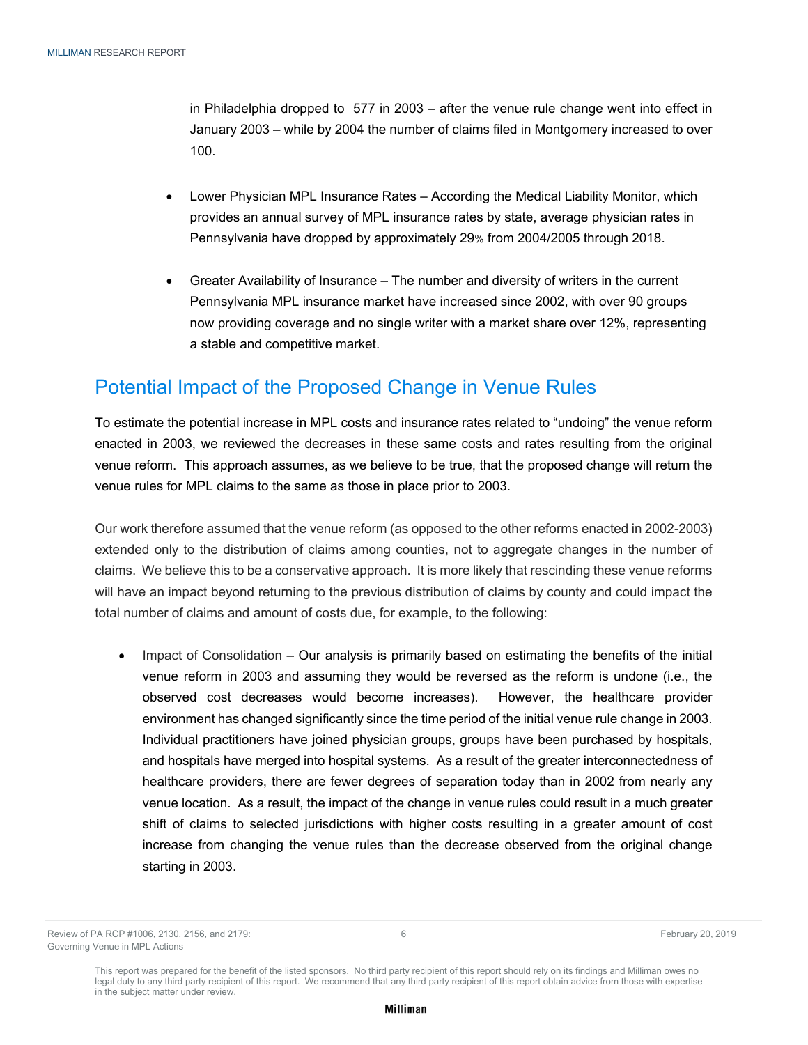in Philadelphia dropped to 577 in 2003 – after the venue rule change went into effect in January 2003 – while by 2004 the number of claims filed in Montgomery increased to over 100.

- Lower Physician MPL Insurance Rates – According the Medical Liability Monitor, which provides an annual survey of MPL insurance rates by state, average physician rates in Pennsylvania have dropped by approximately 29% from 2004/2005 through 2018.

- Greater Availability of Insurance – The number and diversity of writers in the current Pennsylvania MPL insurance market have increased since 2002, with over 90 groups now providing coverage and no single writer with a market share over 12%, representing a stable and competitive market.

## Potential Impact of the Proposed Change in Venue Rules

To estimate the potential increase in MPL costs and insurance rates related to "undoing" the venue reform enacted in 2003, we reviewed the decreases in these same costs and rates resulting from the original venue reform. This approach assumes, as we believe to be true, that the proposed change will return the venue rules for MPL claims to the same as those in place prior to 2003.

Our work therefore assumed that the venue reform (as opposed to the other reforms enacted in 2002-2003) extended only to the distribution of claims among counties, not to aggregate changes in the number of claims. We believe this to be a conservative approach. It is more likely that rescinding these venue reforms will have an impact beyond returning to the previous distribution of claims by county and could impact the total number of claims and amount of costs due, for example, to the following:

- Impact of Consolidation – Our analysis is primarily based on estimating the benefits of the initial venue reform in 2003 and assuming they would be reversed as the reform is undone (i.e., the observed cost decreases would become increases). However, the healthcare provider environment has changed significantly since the time period of the initial venue rule change in 2003. Individual practitioners have joined physician groups, groups have been purchased by hospitals, and hospitals have merged into hospital systems. As a result of the greater interconnectedness of healthcare providers, there are fewer degrees of separation today than in 2002 from nearly any venue location. As a result, the impact of the change in venue rules could result in a much greater shift of claims to selected jurisdictions with higher costs resulting in a greater amount of cost increase from changing the venue rules than the decrease observed from the original change starting in 2003.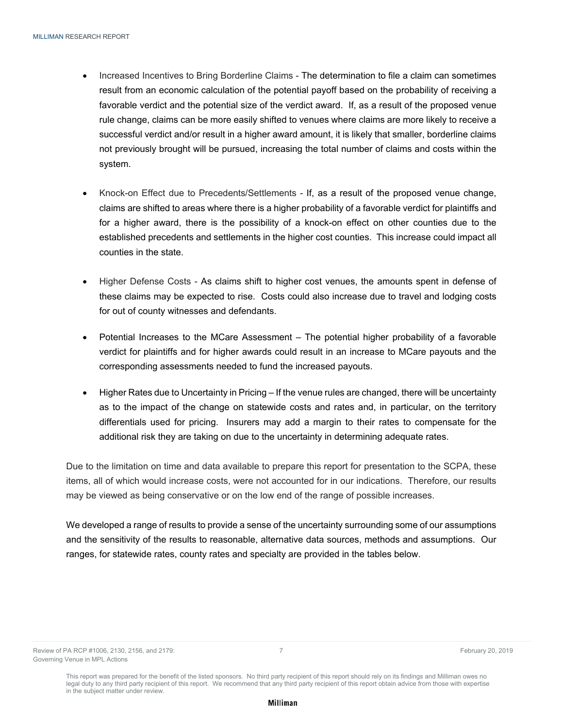- Increased Incentives to Bring Borderline Claims - The determination to file a claim can sometimes result from an economic calculation of the potential payoff based on the probability of receiving a favorable verdict and the potential size of the verdict award. If, as a result of the proposed venue rule change, claims can be more easily shifted to venues where claims are more likely to receive a successful verdict and/or result in a higher award amount, it is likely that smaller, borderline claims not previously brought will be pursued, increasing the total number of claims and costs within the system.

- Knock-on Effect due to Precedents/Settlements - If, as a result of the proposed venue change, claims are shifted to areas where there is a higher probability of a favorable verdict for plaintiffs and for a higher award, there is the possibility of a knock-on effect on other counties due to the established precedents and settlements in the higher cost counties. This increase could impact all counties in the state.

- Higher Defense Costs - As claims shift to higher cost venues, the amounts spent in defense of these claims may be expected to rise. Costs could also increase due to travel and lodging costs for out of county witnesses and defendants.

- Potential Increases to the MCare Assessment – The potential higher probability of a favorable verdict for plaintiffs and for higher awards could result in an increase to MCare payouts and the corresponding assessments needed to fund the increased payouts.

- Higher Rates due to Uncertainty in Pricing – If the venue rules are changed, there will be uncertainty as to the impact of the change on statewide costs and rates and, in particular, on the territory differentials used for pricing. Insurers may add a margin to their rates to compensate for the additional risk they are taking on due to the uncertainty in determining adequate rates.

Due to the limitation on time and data available to prepare this report for presentation to the SCPA, these items, all of which would increase costs, were not accounted for in our indications. Therefore, our results may be viewed as being conservative or on the low end of the range of possible increases.

We developed a range of results to provide a sense of the uncertainty surrounding some of our assumptions and the sensitivity of the results to reasonable, alternative data sources, methods and assumptions. Our ranges, for statewide rates, county rates and specialty are provided in the tables below.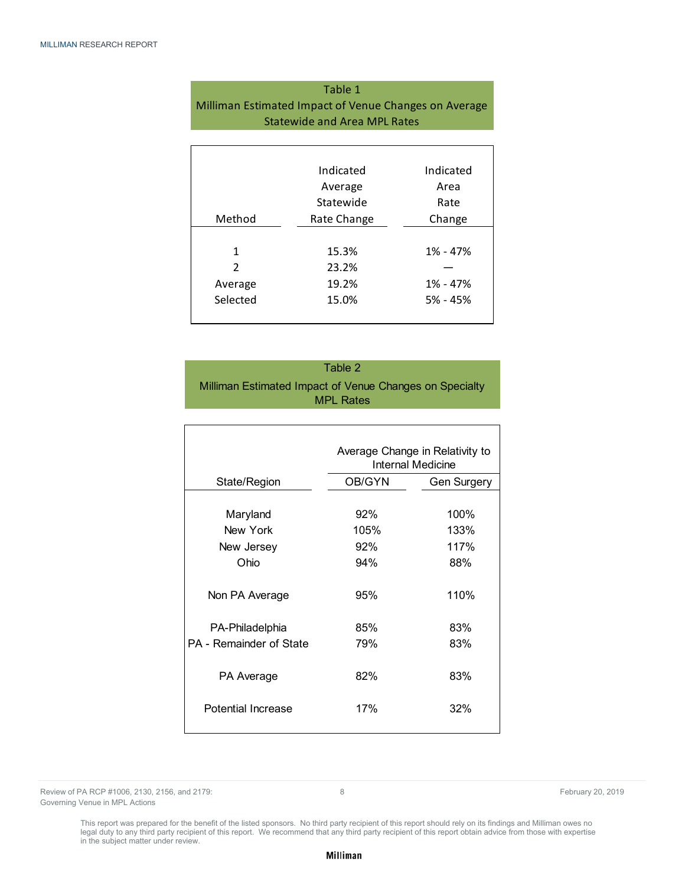Table 1
Milliman Estimated Impact of Venue Changes on Average Statewide and Area MPL Rates

| Method | Indicated Average Statewide Rate Change | Indicated Area Rate Change |
|---|---|---|
| 1 | 15.3% | 1% - 47% |
| 2 | 23.2% | — |
| Average | 19.2% | 1% - 47% |
| Selected | 15.0% | 5% - 45% |

Table 2
Milliman Estimated Impact of Venue Changes on Specialty MPL Rates

| | Average Change in Relativity to Internal Medicine | |
|---|---|---|
| State/Region | OB/GYN | Gen Surgery |
| Maryland | 92% | 100% |
| New York | 105% | 133% |
| New Jersey | 92% | 117% |
| Ohio | 94% | 88% |
| Non PA Average | 95% | 110% |
| PA-Philadelphia | 85% | 83% |
| PA - Remainder of State | 79% | 83% |
| PA Average | 82% | 83% |
| Potential Increase | 17% | 32% |

This report was prepared for the benefit of the listed sponsors. No third party recipient of this report should rely on its findings and Milliman owes no legal duty to any third party recipient of this report. We recommend that any third party recipient of this report obtain advice from those with expertise in the subject matter under review.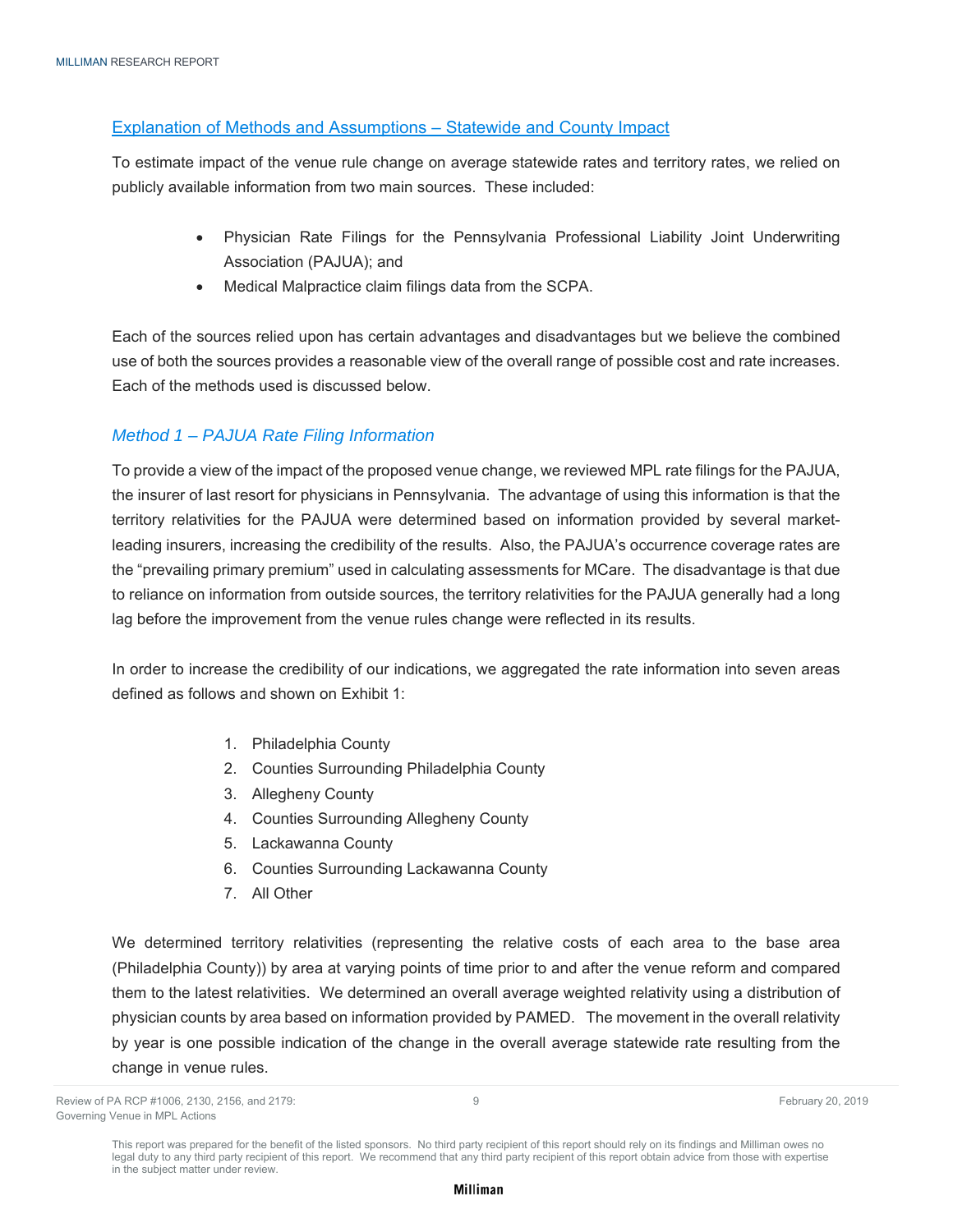## Explanation of Methods and Assumptions – Statewide and County Impact

To estimate impact of the venue rule change on average statewide rates and territory rates, we relied on publicly available information from two main sources. These included:

- Physician Rate Filings for the Pennsylvania Professional Liability Joint Underwriting Association (PAJUA); and
- Medical Malpractice claim filings data from the SCPA.

Each of the sources relied upon has certain advantages and disadvantages but we believe the combined use of both the sources provides a reasonable view of the overall range of possible cost and rate increases. Each of the methods used is discussed below.

### *Method 1 – PAJUA Rate Filing Information*

To provide a view of the impact of the proposed venue change, we reviewed MPL rate filings for the PAJUA, the insurer of last resort for physicians in Pennsylvania. The advantage of using this information is that the territory relativities for the PAJUA were determined based on information provided by several market-leading insurers, increasing the credibility of the results. Also, the PAJUA's occurrence coverage rates are the "prevailing primary premium" used in calculating assessments for MCare. The disadvantage is that due to reliance on information from outside sources, the territory relativities for the PAJUA generally had a long lag before the improvement from the venue rules change were reflected in its results.

In order to increase the credibility of our indications, we aggregated the rate information into seven areas defined as follows and shown on Exhibit 1:

1. Philadelphia County
2. Counties Surrounding Philadelphia County
3. Allegheny County
4. Counties Surrounding Allegheny County
5. Lackawanna County
6. Counties Surrounding Lackawanna County
7. All Other

We determined territory relativities (representing the relative costs of each area to the base area (Philadelphia County)) by area at varying points of time prior to and after the venue reform and compared them to the latest relativities. We determined an overall average weighted relativity using a distribution of physician counts by area based on information provided by PAMED. The movement in the overall relativity by year is one possible indication of the change in the overall average statewide rate resulting from the change in venue rules.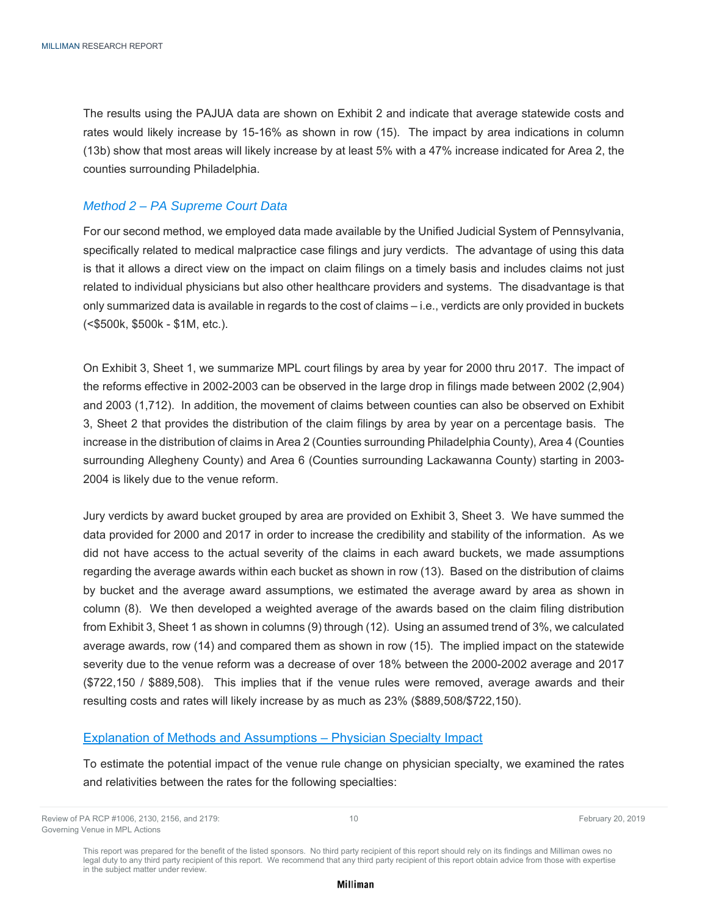The results using the PAJUA data are shown on Exhibit 2 and indicate that average statewide costs and rates would likely increase by 15-16% as shown in row (15). The impact by area indications in column (13b) show that most areas will likely increase by at least 5% with a 47% increase indicated for Area 2, the counties surrounding Philadelphia.

### *Method 2 – PA Supreme Court Data*

For our second method, we employed data made available by the Unified Judicial System of Pennsylvania, specifically related to medical malpractice case filings and jury verdicts. The advantage of using this data is that it allows a direct view on the impact on claim filings on a timely basis and includes claims not just related to individual physicians but also other healthcare providers and systems. The disadvantage is that only summarized data is available in regards to the cost of claims – i.e., verdicts are only provided in buckets (<$500k, $500k - $1M, etc.).

On Exhibit 3, Sheet 1, we summarize MPL court filings by area by year for 2000 thru 2017. The impact of the reforms effective in 2002-2003 can be observed in the large drop in filings made between 2002 (2,904) and 2003 (1,712). In addition, the movement of claims between counties can also be observed on Exhibit 3, Sheet 2 that provides the distribution of the claim filings by area by year on a percentage basis. The increase in the distribution of claims in Area 2 (Counties surrounding Philadelphia County), Area 4 (Counties surrounding Allegheny County) and Area 6 (Counties surrounding Lackawanna County) starting in 2003-2004 is likely due to the venue reform.

Jury verdicts by award bucket grouped by area are provided on Exhibit 3, Sheet 3. We have summed the data provided for 2000 and 2017 in order to increase the credibility and stability of the information. As we did not have access to the actual severity of the claims in each award buckets, we made assumptions regarding the average awards within each bucket as shown in row (13). Based on the distribution of claims by bucket and the average award assumptions, we estimated the average award by area as shown in column (8). We then developed a weighted average of the awards based on the claim filing distribution from Exhibit 3, Sheet 1 as shown in columns (9) through (12). Using an assumed trend of 3%, we calculated average awards, row (14) and compared them as shown in row (15). The implied impact on the statewide severity due to the venue reform was a decrease of over 18% between the 2000-2002 average and 2017 ($722,150 / $889,508). This implies that if the venue rules were removed, average awards and their resulting costs and rates will likely increase by as much as 23% ($889,508/$722,150).

## Explanation of Methods and Assumptions – Physician Specialty Impact

To estimate the potential impact of the venue rule change on physician specialty, we examined the rates and relativities between the rates for the following specialties: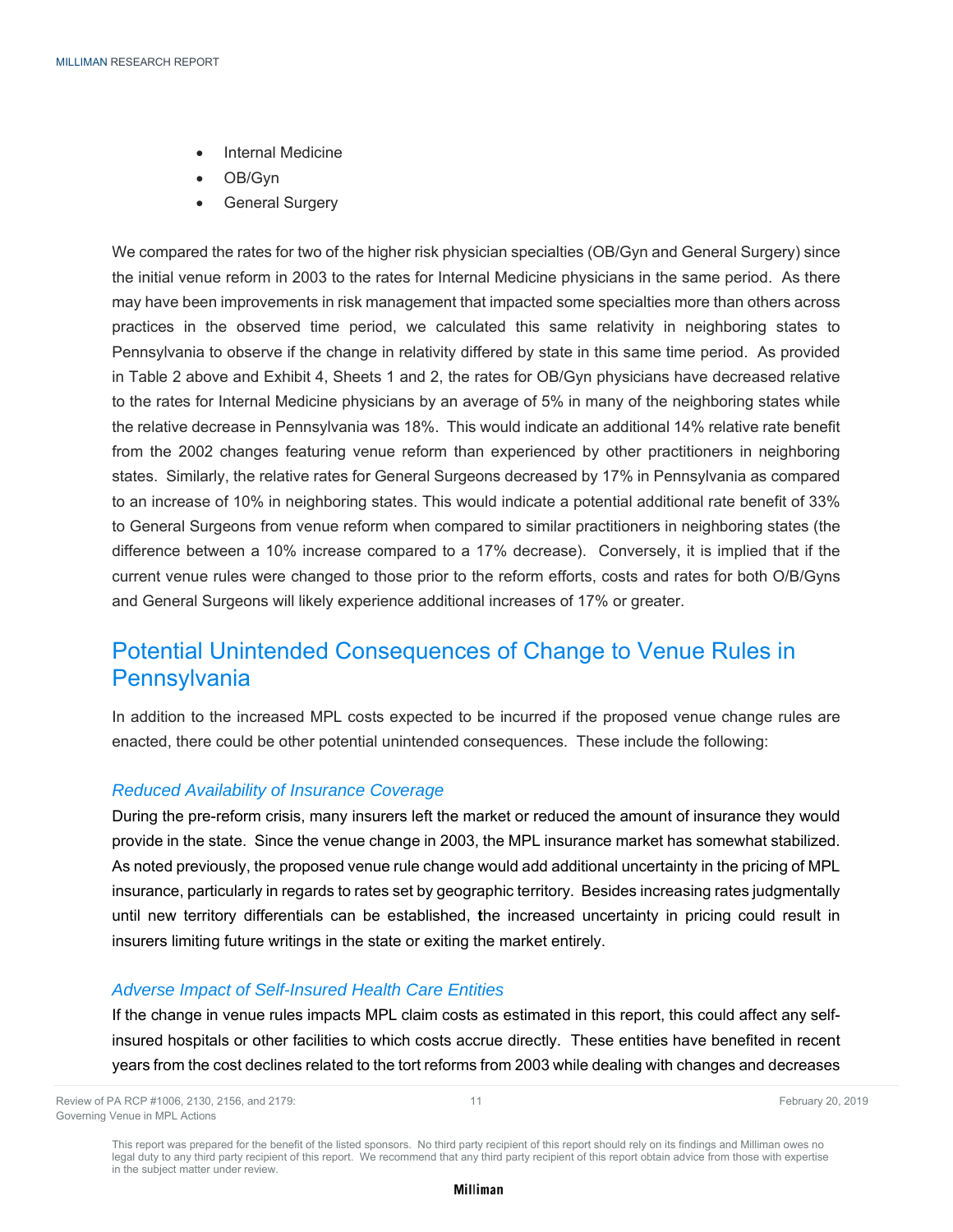- Internal Medicine
- OB/Gyn
- General Surgery

We compared the rates for two of the higher risk physician specialties (OB/Gyn and General Surgery) since the initial venue reform in 2003 to the rates for Internal Medicine physicians in the same period. As there may have been improvements in risk management that impacted some specialties more than others across practices in the observed time period, we calculated this same relativity in neighboring states to Pennsylvania to observe if the change in relativity differed by state in this same time period. As provided in Table 2 above and Exhibit 4, Sheets 1 and 2, the rates for OB/Gyn physicians have decreased relative to the rates for Internal Medicine physicians by an average of 5% in many of the neighboring states while the relative decrease in Pennsylvania was 18%. This would indicate an additional 14% relative rate benefit from the 2002 changes featuring venue reform than experienced by other practitioners in neighboring states. Similarly, the relative rates for General Surgeons decreased by 17% in Pennsylvania as compared to an increase of 10% in neighboring states. This would indicate a potential additional rate benefit of 33% to General Surgeons from venue reform when compared to similar practitioners in neighboring states (the difference between a 10% increase compared to a 17% decrease). Conversely, it is implied that if the current venue rules were changed to those prior to the reform efforts, costs and rates for both O/B/Gyns and General Surgeons will likely experience additional increases of 17% or greater.

## Potential Unintended Consequences of Change to Venue Rules in Pennsylvania

In addition to the increased MPL costs expected to be incurred if the proposed venue change rules are enacted, there could be other potential unintended consequences. These include the following:

### *Reduced Availability of Insurance Coverage*

During the pre-reform crisis, many insurers left the market or reduced the amount of insurance they would provide in the state. Since the venue change in 2003, the MPL insurance market has somewhat stabilized. As noted previously, the proposed venue rule change would add additional uncertainty in the pricing of MPL insurance, particularly in regards to rates set by geographic territory. Besides increasing rates judgmentally until new territory differentials can be established, the increased uncertainty in pricing could result in insurers limiting future writings in the state or exiting the market entirely.

### *Adverse Impact of Self-Insured Health Care Entities*

If the change in venue rules impacts MPL claim costs as estimated in this report, this could affect any self-insured hospitals or other facilities to which costs accrue directly. These entities have benefited in recent years from the cost declines related to the tort reforms from 2003 while dealing with changes and decreases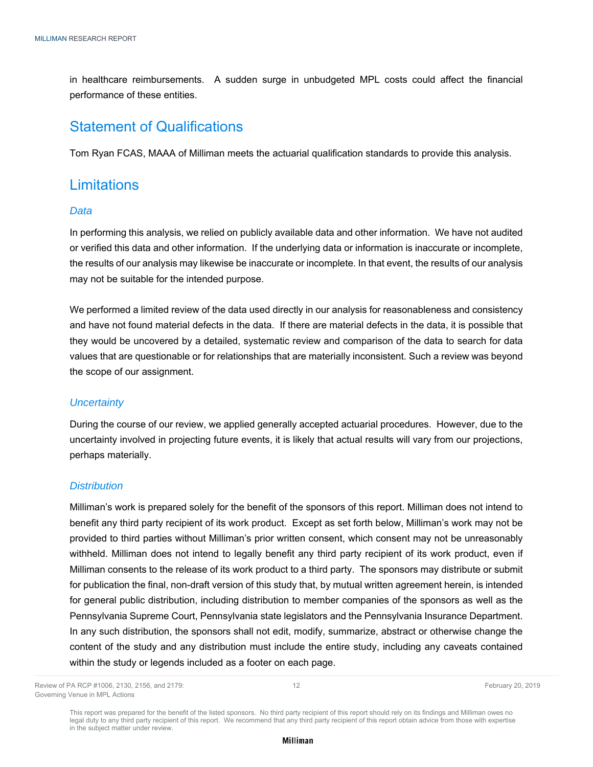in healthcare reimbursements. A sudden surge in unbudgeted MPL costs could affect the financial performance of these entities.

## Statement of Qualifications

Tom Ryan FCAS, MAAA of Milliman meets the actuarial qualification standards to provide this analysis.

## Limitations

### *Data*

In performing this analysis, we relied on publicly available data and other information. We have not audited or verified this data and other information. If the underlying data or information is inaccurate or incomplete, the results of our analysis may likewise be inaccurate or incomplete. In that event, the results of our analysis may not be suitable for the intended purpose.

We performed a limited review of the data used directly in our analysis for reasonableness and consistency and have not found material defects in the data. If there are material defects in the data, it is possible that they would be uncovered by a detailed, systematic review and comparison of the data to search for data values that are questionable or for relationships that are materially inconsistent. Such a review was beyond the scope of our assignment.

### *Uncertainty*

During the course of our review, we applied generally accepted actuarial procedures. However, due to the uncertainty involved in projecting future events, it is likely that actual results will vary from our projections, perhaps materially.

### *Distribution*

Milliman's work is prepared solely for the benefit of the sponsors of this report. Milliman does not intend to benefit any third party recipient of its work product. Except as set forth below, Milliman's work may not be provided to third parties without Milliman's prior written consent, which consent may not be unreasonably withheld. Milliman does not intend to legally benefit any third party recipient of its work product, even if Milliman consents to the release of its work product to a third party. The sponsors may distribute or submit for publication the final, non-draft version of this study that, by mutual written agreement herein, is intended for general public distribution, including distribution to member companies of the sponsors as well as the Pennsylvania Supreme Court, Pennsylvania state legislators and the Pennsylvania Insurance Department. In any such distribution, the sponsors shall not edit, modify, summarize, abstract or otherwise change the content of the study and any distribution must include the entire study, including any caveats contained within the study or legends included as a footer on each page.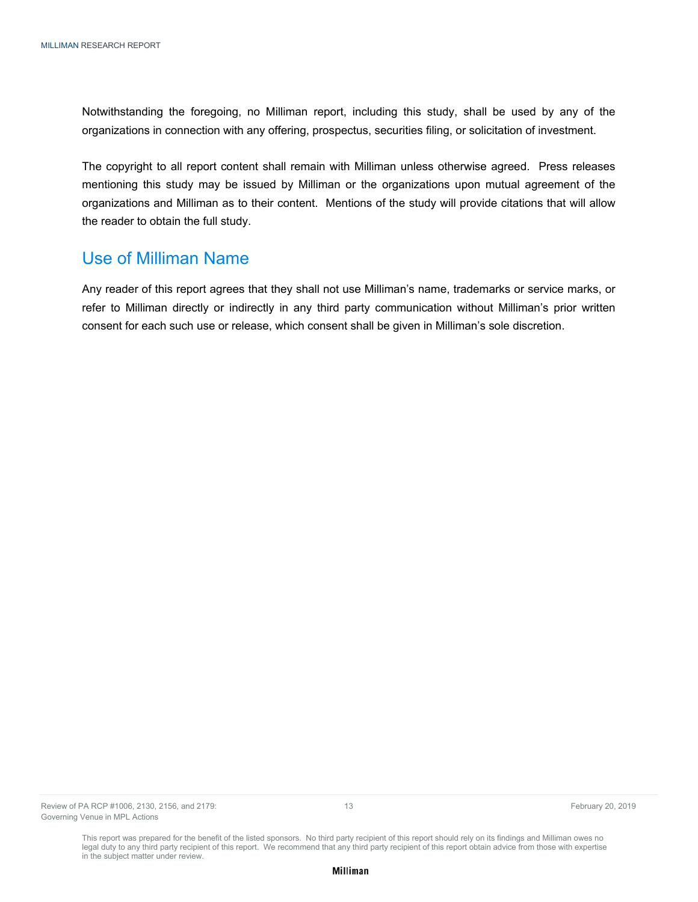Notwithstanding the foregoing, no Milliman report, including this study, shall be used by any of the organizations in connection with any offering, prospectus, securities filing, or solicitation of investment.

The copyright to all report content shall remain with Milliman unless otherwise agreed. Press releases mentioning this study may be issued by Milliman or the organizations upon mutual agreement of the organizations and Milliman as to their content. Mentions of the study will provide citations that will allow the reader to obtain the full study.

## Use of Milliman Name

Any reader of this report agrees that they shall not use Milliman's name, trademarks or service marks, or refer to Milliman directly or indirectly in any third party communication without Milliman's prior written consent for each such use or release, which consent shall be given in Milliman's sole discretion.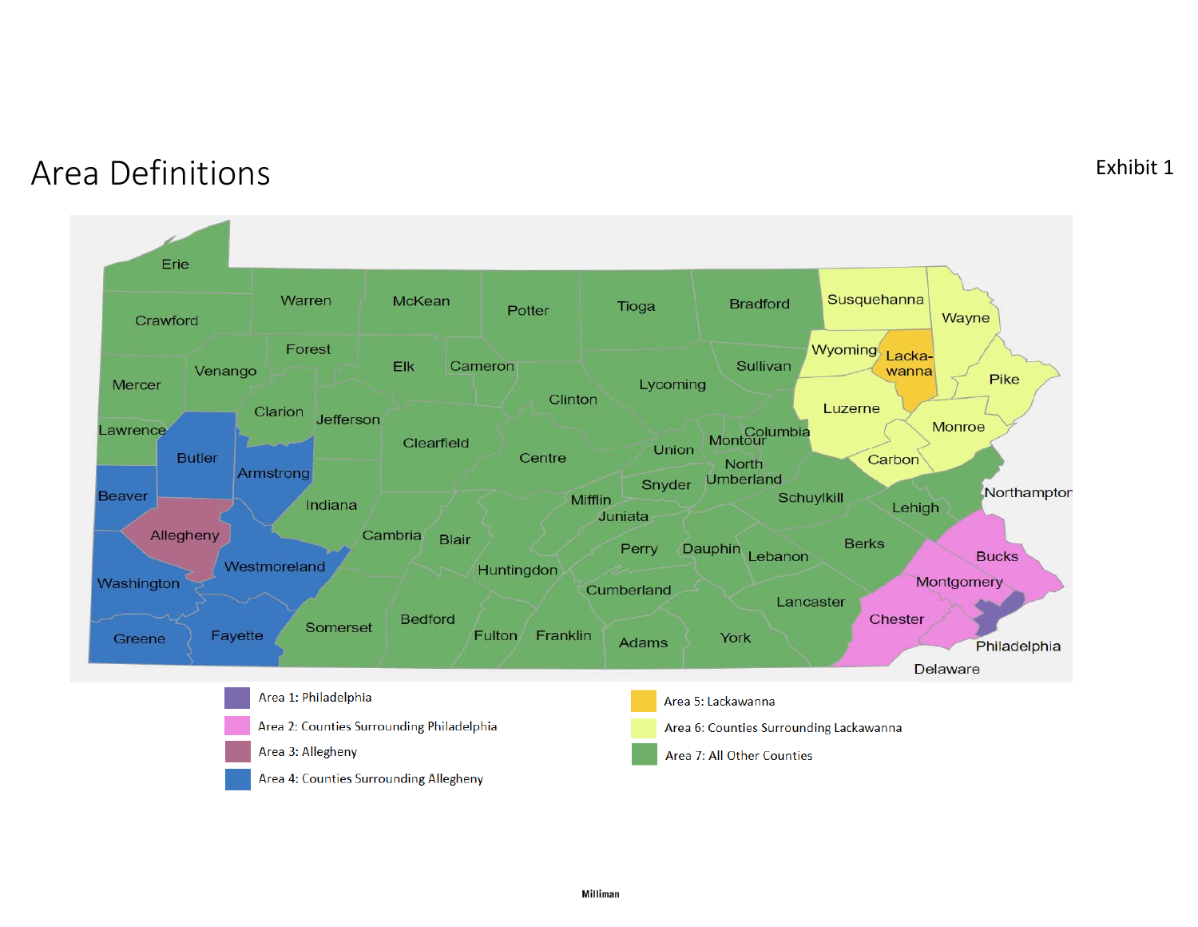# Area Definitions

Exhibit 1

Area 1: Philadelphia

Area 2: Counties Surrounding Philadelphia

Area 3: Allegheny

Area 4: Counties Surrounding Allegheny

Area 5: Lackawanna

Area 6: Counties Surrounding Lackawanna

Area 7: All Other Counties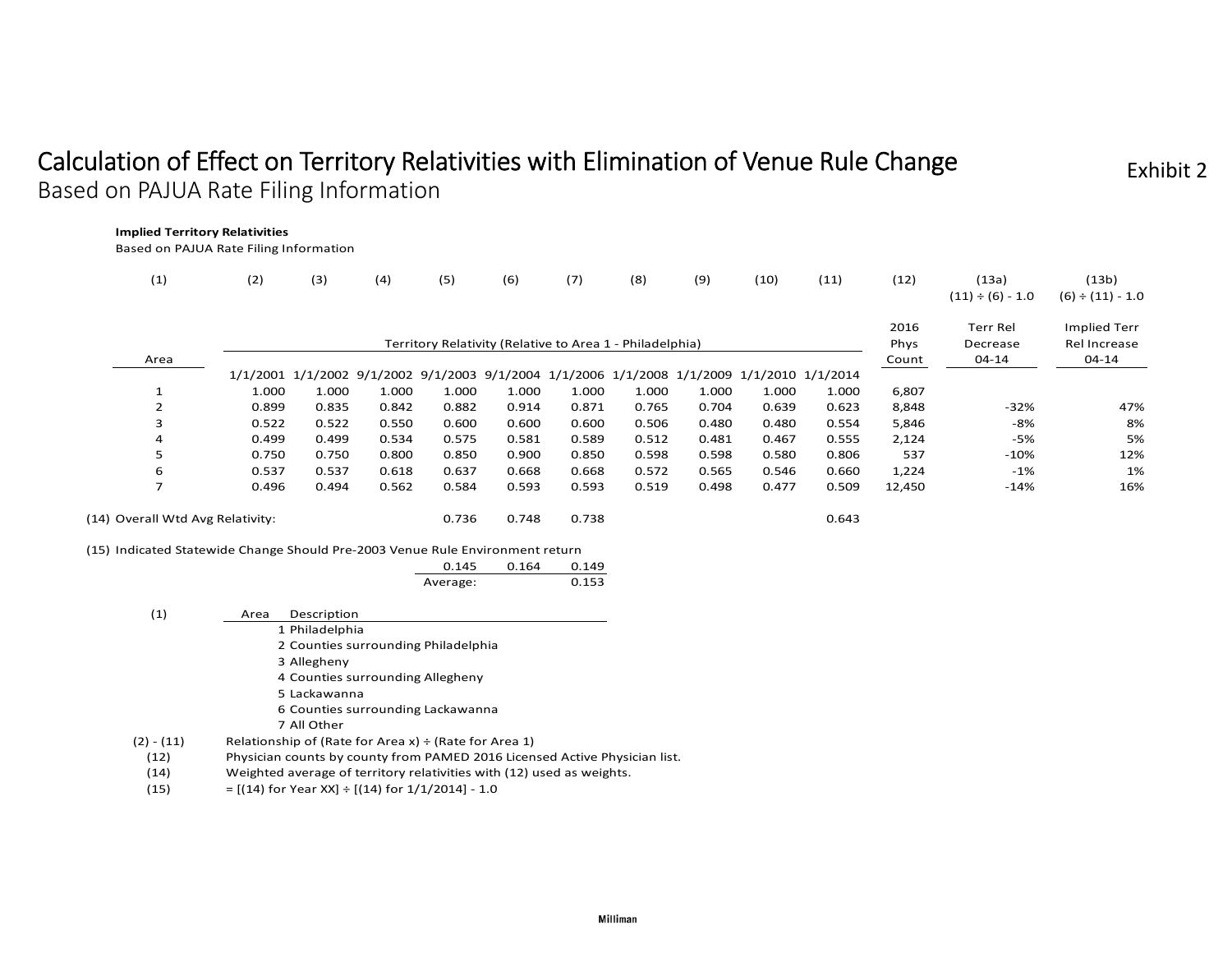# Calculation of Effect on Territory Relativities with Elimination of Venue Rule Change

Based on PAJUA Rate Filing Information

Exhibit 2

**Implied Territory Relativities**

Based on PAJUA Rate Filing Information

| (1) | (2) | (3) | (4) | (5) | (6) | (7) | (8) | (9) | (10) | (11) | (12) | (13a) | (13b) |
|---|---|---|---|---|---|---|---|---|---|---|---|---|---|
| | | | | | | | | | | | | (11) ÷ (6) - 1.0 | (6) ÷ (11) - 1.0 |
| | Territory Relativity (Relative to Area 1 - Philadelphia) | | | | | | | | | | 2016 Phys | Terr Rel Decrease | Implied Terr Rel Increase |
| Area | 1/1/2001 | 1/1/2002 | 9/1/2002 | 9/1/2003 | 9/1/2004 | 1/1/2006 | 1/1/2008 | 1/1/2009 | 1/1/2010 | 1/1/2014 | Count | 04-14 | 04-14 |
| 1 | 1.000 | 1.000 | 1.000 | 1.000 | 1.000 | 1.000 | 1.000 | 1.000 | 1.000 | 1.000 | 6,807 | | |
| 2 | 0.899 | 0.835 | 0.842 | 0.882 | 0.914 | 0.871 | 0.765 | 0.704 | 0.639 | 0.623 | 8,848 | -32% | 47% |
| 3 | 0.522 | 0.522 | 0.550 | 0.600 | 0.600 | 0.600 | 0.506 | 0.480 | 0.480 | 0.554 | 5,846 | -8% | 8% |
| 4 | 0.499 | 0.499 | 0.534 | 0.575 | 0.581 | 0.589 | 0.512 | 0.481 | 0.467 | 0.555 | 2,124 | -5% | 5% |
| 5 | 0.750 | 0.750 | 0.800 | 0.850 | 0.900 | 0.850 | 0.598 | 0.598 | 0.580 | 0.806 | 537 | -10% | 12% |
| 6 | 0.537 | 0.537 | 0.618 | 0.637 | 0.668 | 0.668 | 0.572 | 0.565 | 0.546 | 0.660 | 1,224 | -1% | 1% |
| 7 | 0.496 | 0.494 | 0.562 | 0.584 | 0.593 | 0.593 | 0.519 | 0.498 | 0.477 | 0.509 | 12,450 | -14% | 16% |
| (14) Overall Wtd Avg Relativity: | | | | 0.736 | 0.748 | 0.738 | | | | 0.643 | | | |

(15) Indicated Statewide Change Should Pre-2003 Venue Rule Environment return

| | 9/1/2003 | 9/1/2004 | 1/1/2006 |
|---|---|---|---|
| | 0.145 | 0.164 | 0.149 |
| Average: | | | 0.153 |

| (1) | Area | Description |
|---|---|---|
| | 1 | Philadelphia |
| | 2 | Counties surrounding Philadelphia |
| | 3 | Allegheny |
| | 4 | Counties surrounding Allegheny |
| | 5 | Lackawanna |
| | 6 | Counties surrounding Lackawanna |
| | 7 | All Other |

(2) - (11) Relationship of (Rate for Area x) ÷ (Rate for Area 1)

(12) Physician counts by county from PAMED 2016 Licensed Active Physician list.

(14) Weighted average of territory relativities with (12) used as weights.

(15) = [(14) for Year XX] ÷ [(14) for 1/1/2014] - 1.0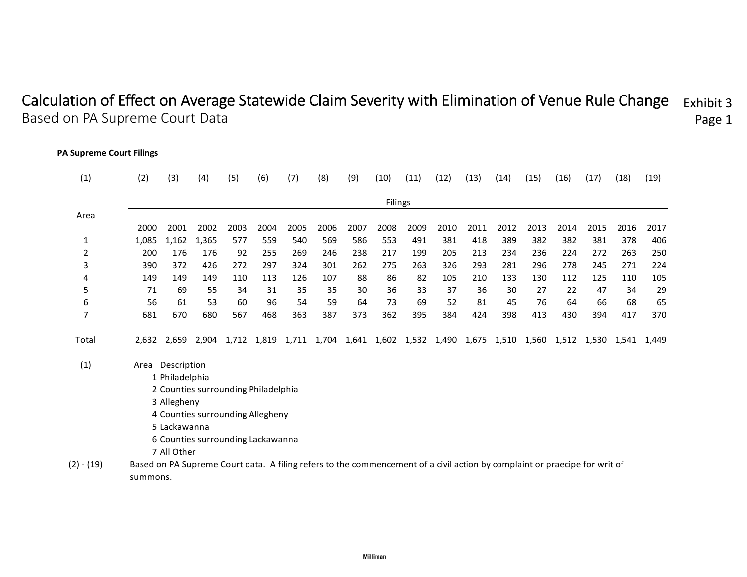# Calculation of Effect on Average Statewide Claim Severity with Elimination of Venue Rule Change

Exhibit 3
Page 1

## Based on PA Supreme Court Data

**PA Supreme Court Filings**

| (1) | (2) | (3) | (4) | (5) | (6) | (7) | (8) | (9) | (10) | (11) | (12) | (13) | (14) | (15) | (16) | (17) | (18) | (19) |
|---|---|---|---|---|---|---|---|---|---|---|---|---|---|---|---|---|---|---|
| | Filings | | | | | | | | | | | | | | | | | |
| Area | 2000 | 2001 | 2002 | 2003 | 2004 | 2005 | 2006 | 2007 | 2008 | 2009 | 2010 | 2011 | 2012 | 2013 | 2014 | 2015 | 2016 | 2017 |
| 1 | 1,085 | 1,162 | 1,365 | 577 | 559 | 540 | 569 | 586 | 553 | 491 | 381 | 418 | 389 | 382 | 382 | 381 | 378 | 406 |
| 2 | 200 | 176 | 176 | 92 | 255 | 269 | 246 | 238 | 217 | 199 | 205 | 213 | 234 | 236 | 224 | 272 | 263 | 250 |
| 3 | 390 | 372 | 426 | 272 | 297 | 324 | 301 | 262 | 275 | 263 | 326 | 293 | 281 | 296 | 278 | 245 | 271 | 224 |
| 4 | 149 | 149 | 149 | 110 | 113 | 126 | 107 | 88 | 86 | 82 | 105 | 210 | 133 | 130 | 112 | 125 | 110 | 105 |
| 5 | 71 | 69 | 55 | 34 | 31 | 35 | 35 | 30 | 36 | 33 | 37 | 36 | 30 | 27 | 22 | 47 | 34 | 29 |
| 6 | 56 | 61 | 53 | 60 | 96 | 54 | 59 | 64 | 73 | 69 | 52 | 81 | 45 | 76 | 64 | 66 | 68 | 65 |
| 7 | 681 | 670 | 680 | 567 | 468 | 363 | 387 | 373 | 362 | 395 | 384 | 424 | 398 | 413 | 430 | 394 | 417 | 370 |
| Total | 2,632 | 2,659 | 2,904 | 1,712 | 1,819 | 1,711 | 1,704 | 1,641 | 1,602 | 1,532 | 1,490 | 1,675 | 1,510 | 1,560 | 1,512 | 1,530 | 1,541 | 1,449 |

(1)

| Area | Description |
|---|---|
| 1 | Philadelphia |
| 2 | Counties surrounding Philadelphia |
| 3 | Allegheny |
| 4 | Counties surrounding Allegheny |
| 5 | Lackawanna |
| 6 | Counties surrounding Lackawanna |
| 7 | All Other |

(2) - (19) Based on PA Supreme Court data. A filing refers to the commencement of a civil action by complaint or praecipe for writ of summons.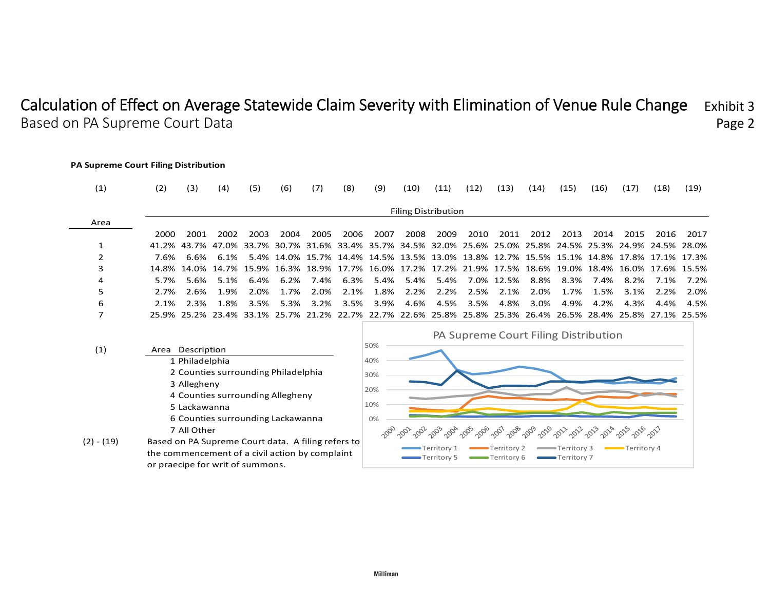# Calculation of Effect on Average Statewide Claim Severity with Elimination of Venue Rule Change

Exhibit 3
Page 2

## Based on PA Supreme Court Data

**PA Supreme Court Filing Distribution**

| (1) | (2) | (3) | (4) | (5) | (6) | (7) | (8) | (9) | (10) | (11) | (12) | (13) | (14) | (15) | (16) | (17) | (18) | (19) |
|---|---|---|---|---|---|---|---|---|---|---|---|---|---|---|---|---|---|---|
| | Filing Distribution | | | | | | | | | | | | | | | | | |
| Area | 2000 | 2001 | 2002 | 2003 | 2004 | 2005 | 2006 | 2007 | 2008 | 2009 | 2010 | 2011 | 2012 | 2013 | 2014 | 2015 | 2016 | 2017 |
| 1 | 41.2% | 43.7% | 47.0% | 33.7% | 30.7% | 31.6% | 33.4% | 35.7% | 34.5% | 32.0% | 25.6% | 25.0% | 25.8% | 24.5% | 25.3% | 24.9% | 24.5% | 28.0% |
| 2 | 7.6% | 6.6% | 6.1% | 5.4% | 14.0% | 15.7% | 14.4% | 14.5% | 13.5% | 13.0% | 13.8% | 12.7% | 15.5% | 15.1% | 14.8% | 17.8% | 17.1% | 17.3% |
| 3 | 14.8% | 14.0% | 14.7% | 15.9% | 16.3% | 18.9% | 17.7% | 16.0% | 17.2% | 17.2% | 21.9% | 17.5% | 18.6% | 19.0% | 18.4% | 16.0% | 17.6% | 15.5% |
| 4 | 5.7% | 5.6% | 5.1% | 6.4% | 6.2% | 7.4% | 6.3% | 5.4% | 5.4% | 5.4% | 7.0% | 12.5% | 8.8% | 8.3% | 7.4% | 8.2% | 7.1% | 7.2% |
| 5 | 2.7% | 2.6% | 1.9% | 2.0% | 1.7% | 2.0% | 2.1% | 1.8% | 2.2% | 2.2% | 2.5% | 2.1% | 2.0% | 1.7% | 1.5% | 3.1% | 2.2% | 2.0% |
| 6 | 2.1% | 2.3% | 1.8% | 3.5% | 5.3% | 3.2% | 3.5% | 3.9% | 4.6% | 4.5% | 3.5% | 4.8% | 3.0% | 4.9% | 4.2% | 4.3% | 4.4% | 4.5% |
| 7 | 25.9% | 25.2% | 23.4% | 33.1% | 25.7% | 21.2% | 22.7% | 22.7% | 22.6% | 25.8% | 25.8% | 25.3% | 26.4% | 26.5% | 28.4% | 25.8% | 27.1% | 25.5% |

(1)

| Area | Description |
|---|---|
| 1 | Philadelphia |
| 2 | Counties surrounding Philadelphia |
| 3 | Allegheny |
| 4 | Counties surrounding Allegheny |
| 5 | Lackawanna |
| 6 | Counties surrounding Lackawanna |
| 7 | All Other |

(2) - (19) Based on PA Supreme Court data. A filing refers to the commencement of a civil action by complaint or praecipe for writ of summons.

PA Supreme Court Filing Distribution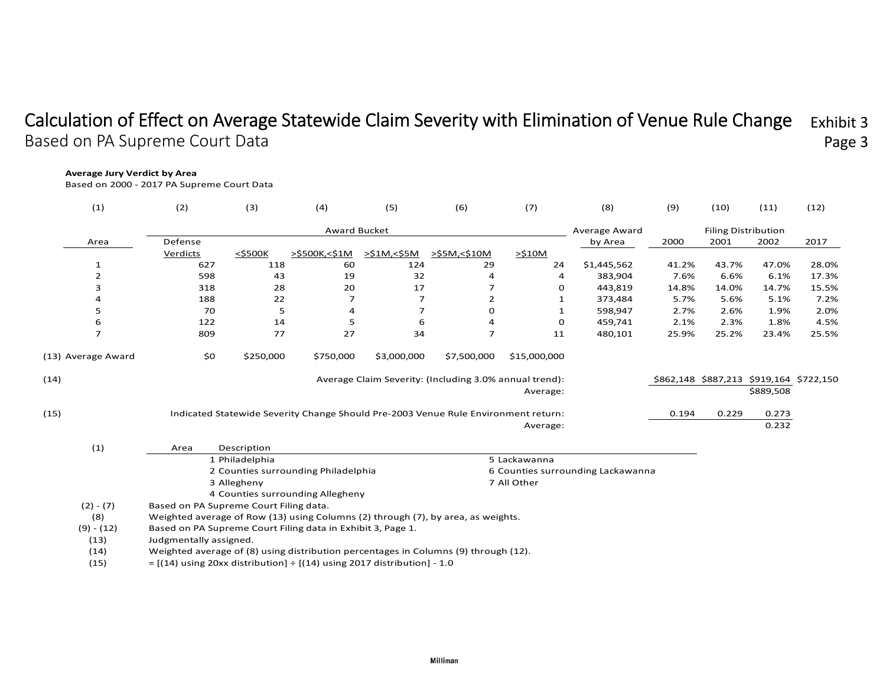# Calculation of Effect on Average Statewide Claim Severity with Elimination of Venue Rule Change

Exhibit 3
Page 3

## Based on PA Supreme Court Data

**Average Jury Verdict by Area**
Based on 2000 - 2017 PA Supreme Court Data

| (1) | (2) | (3) | (4) | (5) | (6) | (7) | (8) | (9) | (10) | (11) | (12) |
|---|---|---|---|---|---|---|---|---|---|---|---|
| | Award Bucket | | | | | | Average Award | Filing Distribution | | | |
| Area | Defense Verdicts | <$500K | >$500K,<$1M | >$1M,<$5M | >$5M,<$10M | >$10M | by Area | 2000 | 2001 | 2002 | 2017 |
| 1 | 627 | 118 | 60 | 124 | 29 | 24 | $1,445,562 | 41.2% | 43.7% | 47.0% | 28.0% |
| 2 | 598 | 43 | 19 | 32 | 4 | 4 | 383,904 | 7.6% | 6.6% | 6.1% | 17.3% |
| 3 | 318 | 28 | 20 | 17 | 7 | 0 | 443,819 | 14.8% | 14.0% | 14.7% | 15.5% |
| 4 | 188 | 22 | 7 | 7 | 2 | 1 | 373,484 | 5.7% | 5.6% | 5.1% | 7.2% |
| 5 | 70 | 5 | 4 | 7 | 0 | 1 | 598,947 | 2.7% | 2.6% | 1.9% | 2.0% |
| 6 | 122 | 14 | 5 | 6 | 4 | 0 | 459,741 | 2.1% | 2.3% | 1.8% | 4.5% |
| 7 | 809 | 77 | 27 | 34 | 7 | 11 | 480,101 | 25.9% | 25.2% | 23.4% | 25.5% |
| (13) Average Award | $0 | $250,000 | $750,000 | $3,000,000 | $7,500,000 | $15,000,000 | | | | | |
| (14) | | | | Average Claim Severity: (Including 3.0% annual trend): | | | | $862,148 | $887,213 | $919,164 | $722,150 |
| | | | | | | Average: | | | | $889,508 | |
| (15) | Indicated Statewide Severity Change Should Pre-2003 Venue Rule Environment return: | | | | | | | 0.194 | 0.229 | 0.273 | |
| | | | | | | Average: | | | | 0.232 | |

| (1) | Area | Description |
|---|---|---|
| | 1 | Philadelphia |
| | 2 | Counties surrounding Philadelphia |
| | 3 | Allegheny |
| | 4 | Counties surrounding Allegheny |
| | 5 | Lackawanna |
| | 6 | Counties surrounding Lackawanna |
| | 7 | All Other |

(2) - (7) Based on PA Supreme Court Filing data.
(8) Weighted average of Row (13) using Columns (2) through (7), by area, as weights.
(9) - (12) Based on PA Supreme Court Filing data in Exhibit 3, Page 1.
(13) Judgmentally assigned.
(14) Weighted average of (8) using distribution percentages in Columns (9) through (12).
(15) = [(14) using 20xx distribution] ÷ [(14) using 2017 distribution] - 1.0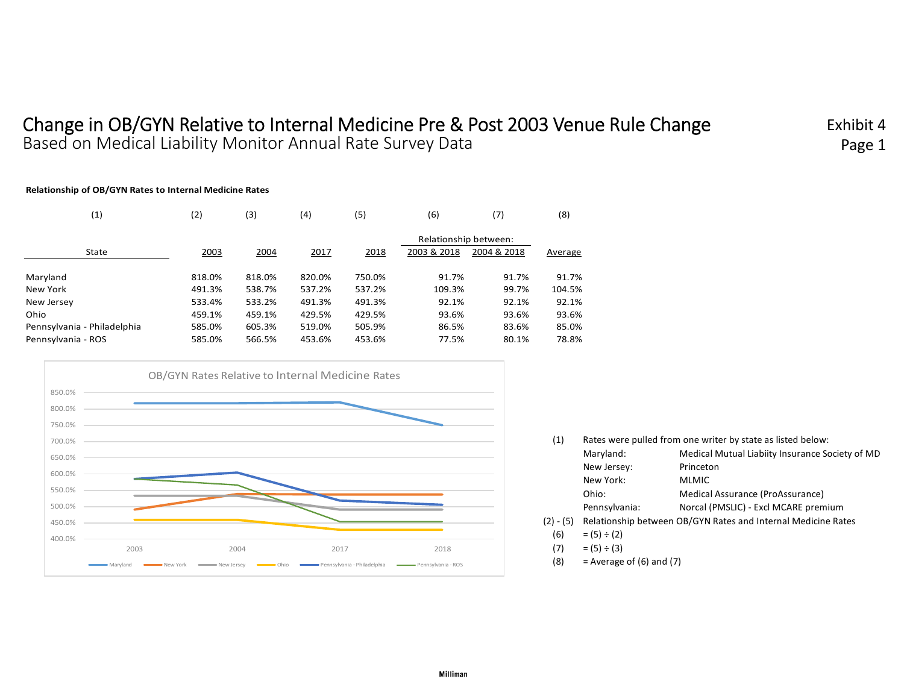# Change in OB/GYN Relative to Internal Medicine Pre & Post 2003 Venue Rule Change

Based on Medical Liability Monitor Annual Rate Survey Data

Exhibit 4
Page 1

**Relationship of OB/GYN Rates to Internal Medicine Rates**

| (1) | (2) | (3) | (4) | (5) | (6) | (7) | (8) |
|---|---|---|---|---|---|---|---|
| | | | | | Relationship between: | | |
| State | 2003 | 2004 | 2017 | 2018 | 2003 & 2018 | 2004 & 2018 | Average |
| Maryland | 818.0% | 818.0% | 820.0% | 750.0% | 91.7% | 91.7% | 91.7% |
| New York | 491.3% | 538.7% | 537.2% | 537.2% | 109.3% | 99.7% | 104.5% |
| New Jersey | 533.4% | 533.2% | 491.3% | 491.3% | 92.1% | 92.1% | 92.1% |
| Ohio | 459.1% | 459.1% | 429.5% | 429.5% | 93.6% | 93.6% | 93.6% |
| Pennsylvania - Philadelphia | 585.0% | 605.3% | 519.0% | 505.9% | 86.5% | 83.6% | 85.0% |
| Pennsylvania - ROS | 585.0% | 566.5% | 453.6% | 453.6% | 77.5% | 80.1% | 78.8% |

OB/GYN Rates Relative to Internal Medicine Rates

(1) Rates were pulled from one writer by state as listed below:

| State | Writer |
|---|---|
| Maryland: | Medical Mutual Liabiity Insurance Society of MD |
| New Jersey: | Princeton |
| New York: | MLMIC |
| Ohio: | Medical Assurance (ProAssurance) |
| Pennsylvania: | Norcal (PMSLIC) - Excl MCARE premium |

(2) - (5) Relationship between OB/GYN Rates and Internal Medicine Rates

(6) = (5) ÷ (2)

(7) = (5) ÷ (3)

(8) = Average of (6) and (7)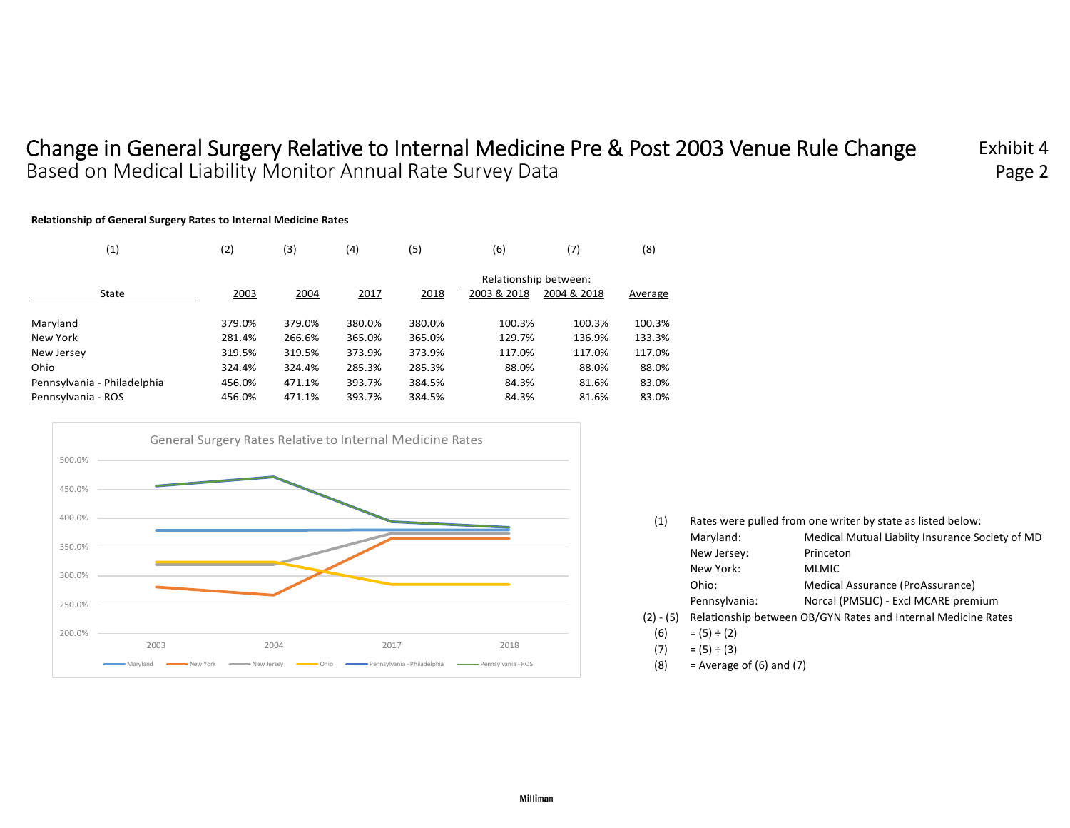# Change in General Surgery Relative to Internal Medicine Pre & Post 2003 Venue Rule Change

Based on Medical Liability Monitor Annual Rate Survey Data

Exhibit 4
Page 2

**Relationship of General Surgery Rates to Internal Medicine Rates**

| (1) | (2) | (3) | (4) | (5) | (6) | (7) | (8) |
|---|---|---|---|---|---|---|---|
| | | | | | Relationship between: | | |
| State | 2003 | 2004 | 2017 | 2018 | 2003 & 2018 | 2004 & 2018 | Average |
| Maryland | 379.0% | 379.0% | 380.0% | 380.0% | 100.3% | 100.3% | 100.3% |
| New York | 281.4% | 266.6% | 365.0% | 365.0% | 129.7% | 136.9% | 133.3% |
| New Jersey | 319.5% | 319.5% | 373.9% | 373.9% | 117.0% | 117.0% | 117.0% |
| Ohio | 324.4% | 324.4% | 285.3% | 285.3% | 88.0% | 88.0% | 88.0% |
| Pennsylvania - Philadelphia | 456.0% | 471.1% | 393.7% | 384.5% | 84.3% | 81.6% | 83.0% |
| Pennsylvania - ROS | 456.0% | 471.1% | 393.7% | 384.5% | 84.3% | 81.6% | 83.0% |

General Surgery Rates Relative to Internal Medicine Rates

500.0%
450.0%
400.0%
350.0%
300.0%
250.0%
200.0%

2003
2004
2017
2018

Maryland
New York
New Jersey
Ohio
Pennsylvania - Philadelphia
Pennsylvania - ROS

(1) Rates were pulled from one writer by state as listed below:

| | |
|---|---|
| Maryland: | Medical Mutual Liabiity Insurance Society of MD |
| New Jersey: | Princeton |
| New York: | MLMIC |
| Ohio: | Medical Assurance (ProAssurance) |
| Pennsylvania: | Norcal (PMSLIC) - Excl MCARE premium |

(2) - (5) Relationship between OB/GYN Rates and Internal Medicine Rates

(6) = (5) ÷ (2)

(7) = (5) ÷ (3)

(8) = Average of (6) and (7)